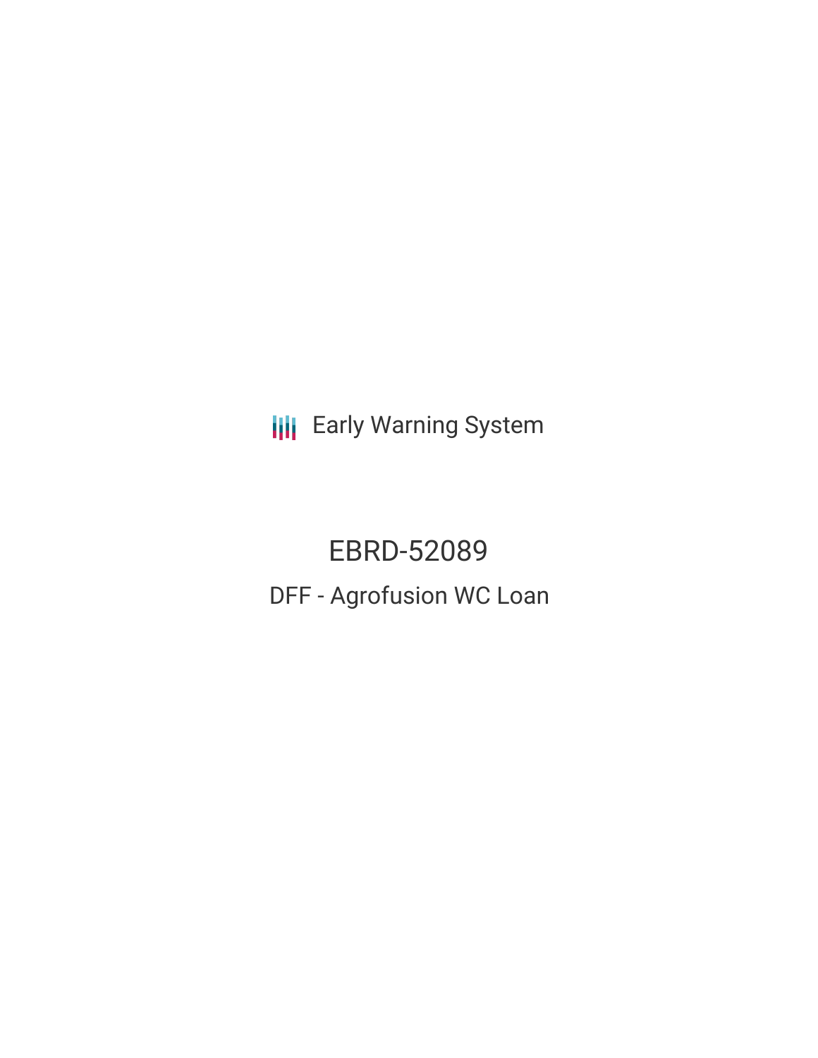Early Warning System

# EBRD-52089

## DFF - Agrofusion WC Loan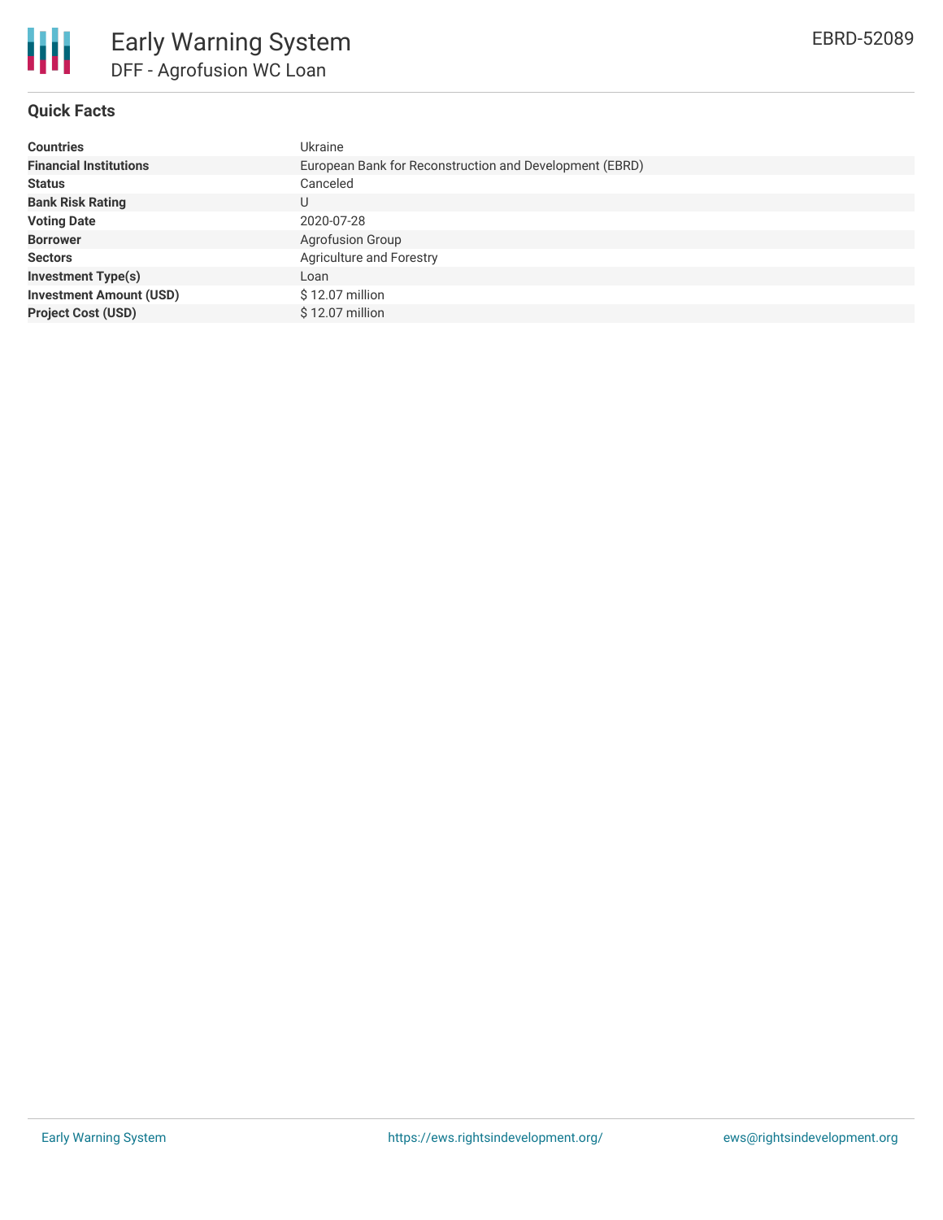# Early Warning System

## DFF - Agrofusion WC Loan

EBRD-52089

### Quick Facts

| | |
|---|---|
| **Countries** | Ukraine |
| **Financial Institutions** | European Bank for Reconstruction and Development (EBRD) |
| **Status** | Canceled |
| **Bank Risk Rating** | U |
| **Voting Date** | 2020-07-28 |
| **Borrower** | Agrofusion Group |
| **Sectors** | Agriculture and Forestry |
| **Investment Type(s)** | Loan |
| **Investment Amount (USD)** | $ 12.07 million |
| **Project Cost (USD)** | $ 12.07 million |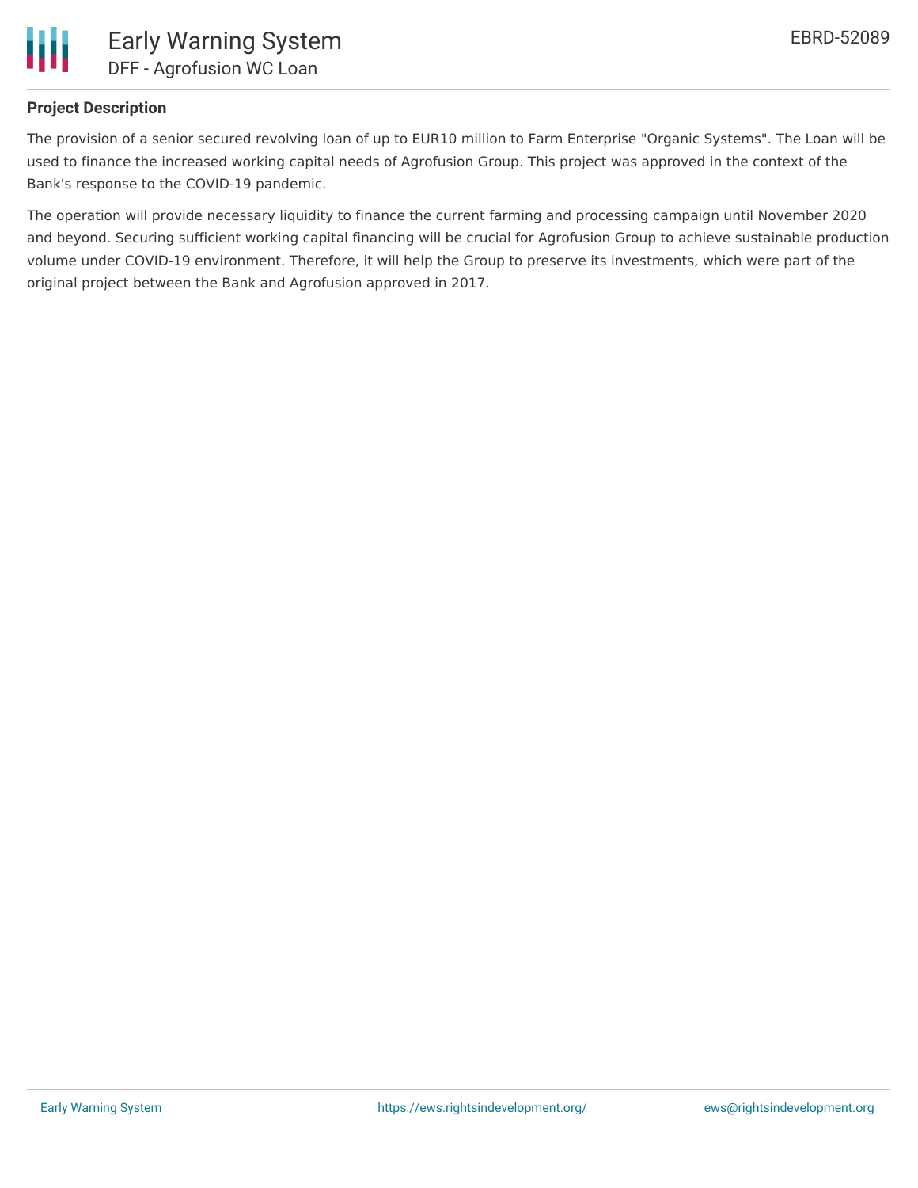### Project Description

The provision of a senior secured revolving loan of up to EUR10 million to Farm Enterprise "Organic Systems". The Loan will be used to finance the increased working capital needs of Agrofusion Group. This project was approved in the context of the Bank's response to the COVID-19 pandemic.

The operation will provide necessary liquidity to finance the current farming and processing campaign until November 2020 and beyond. Securing sufficient working capital financing will be crucial for Agrofusion Group to achieve sustainable production volume under COVID-19 environment. Therefore, it will help the Group to preserve its investments, which were part of the original project between the Bank and Agrofusion approved in 2017.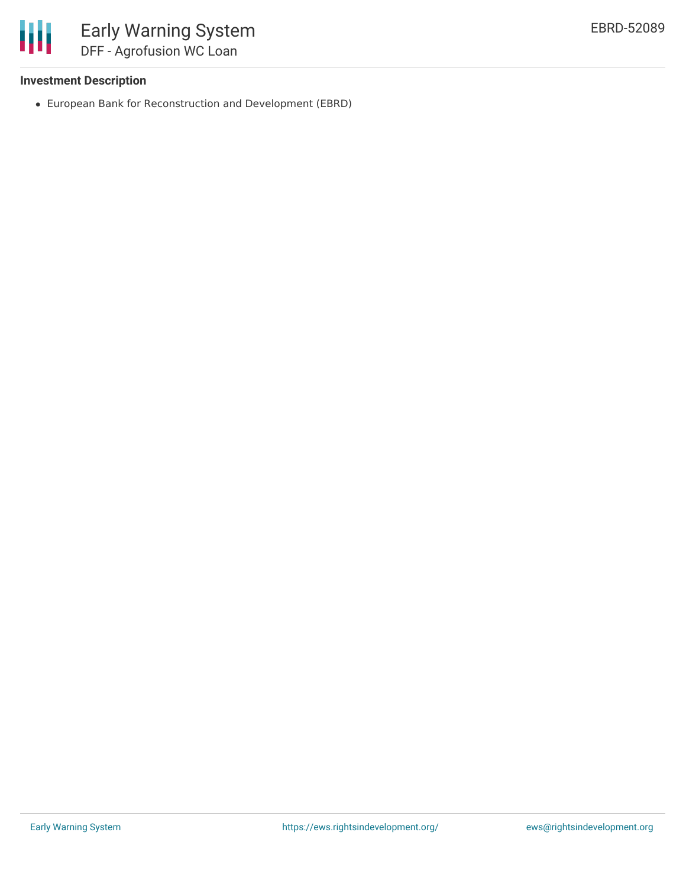### Investment Description

- European Bank for Reconstruction and Development (EBRD)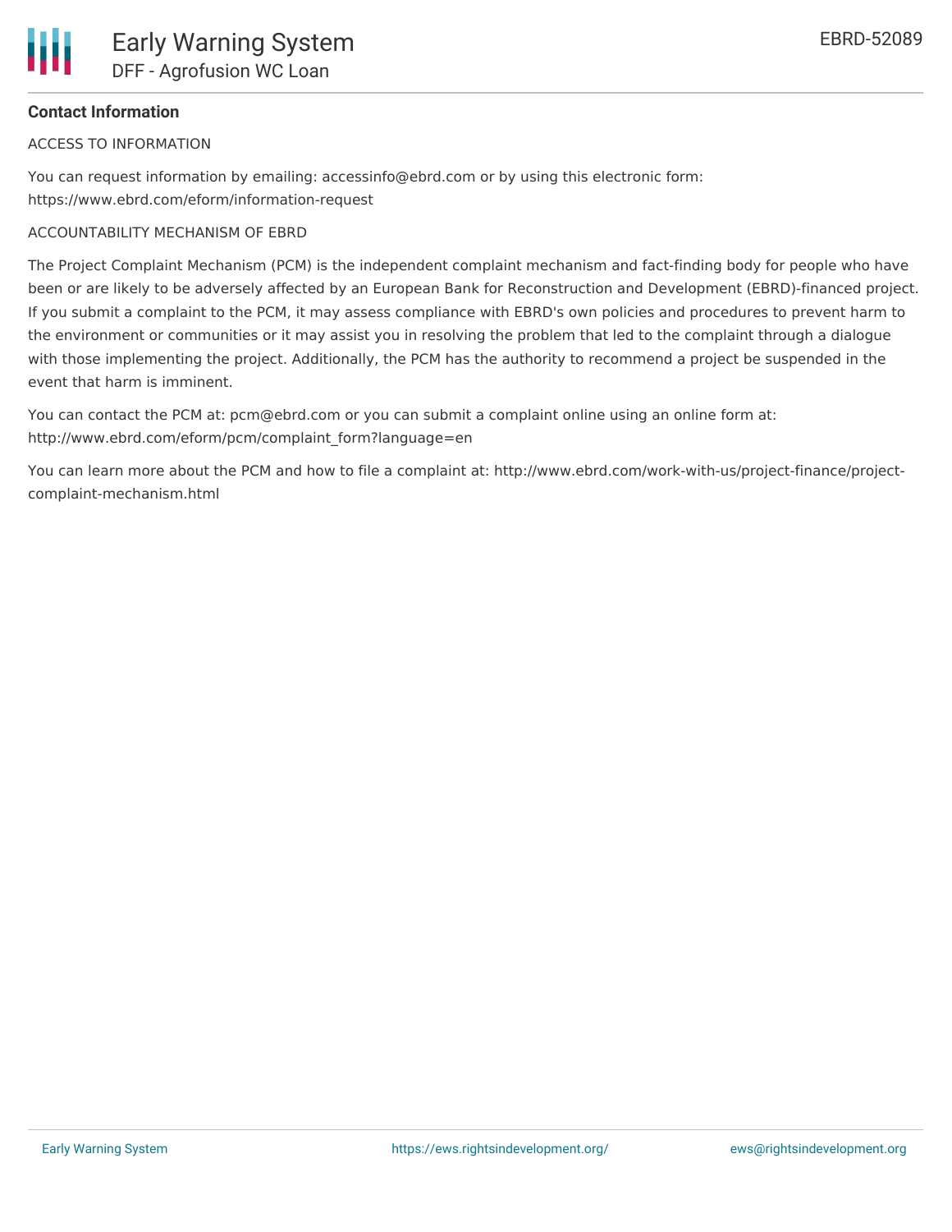**Contact Information**

ACCESS TO INFORMATION

You can request information by emailing: accessinfo@ebrd.com or by using this electronic form: https://www.ebrd.com/eform/information-request

ACCOUNTABILITY MECHANISM OF EBRD

The Project Complaint Mechanism (PCM) is the independent complaint mechanism and fact-finding body for people who have been or are likely to be adversely affected by an European Bank for Reconstruction and Development (EBRD)-financed project. If you submit a complaint to the PCM, it may assess compliance with EBRD's own policies and procedures to prevent harm to the environment or communities or it may assist you in resolving the problem that led to the complaint through a dialogue with those implementing the project. Additionally, the PCM has the authority to recommend a project be suspended in the event that harm is imminent.

You can contact the PCM at: pcm@ebrd.com or you can submit a complaint online using an online form at: http://www.ebrd.com/eform/pcm/complaint_form?language=en

You can learn more about the PCM and how to file a complaint at: http://www.ebrd.com/work-with-us/project-finance/project-complaint-mechanism.html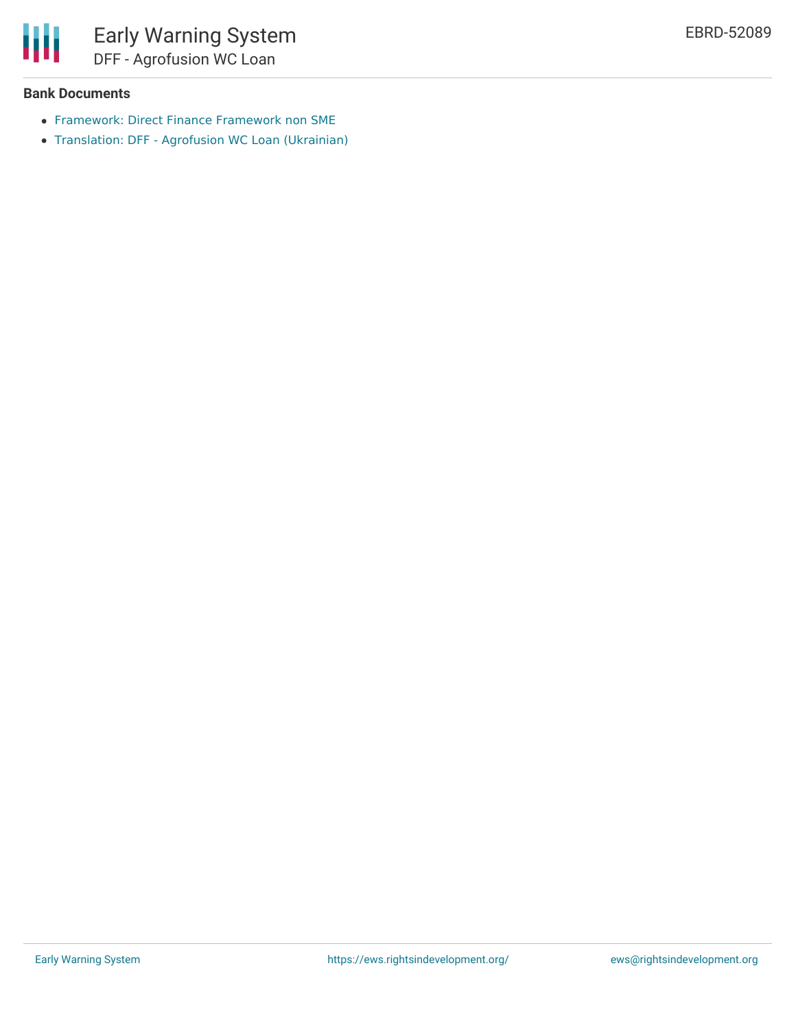**Bank Documents**

- Framework: Direct Finance Framework non SME
- Translation: DFF - Agrofusion WC Loan (Ukrainian)